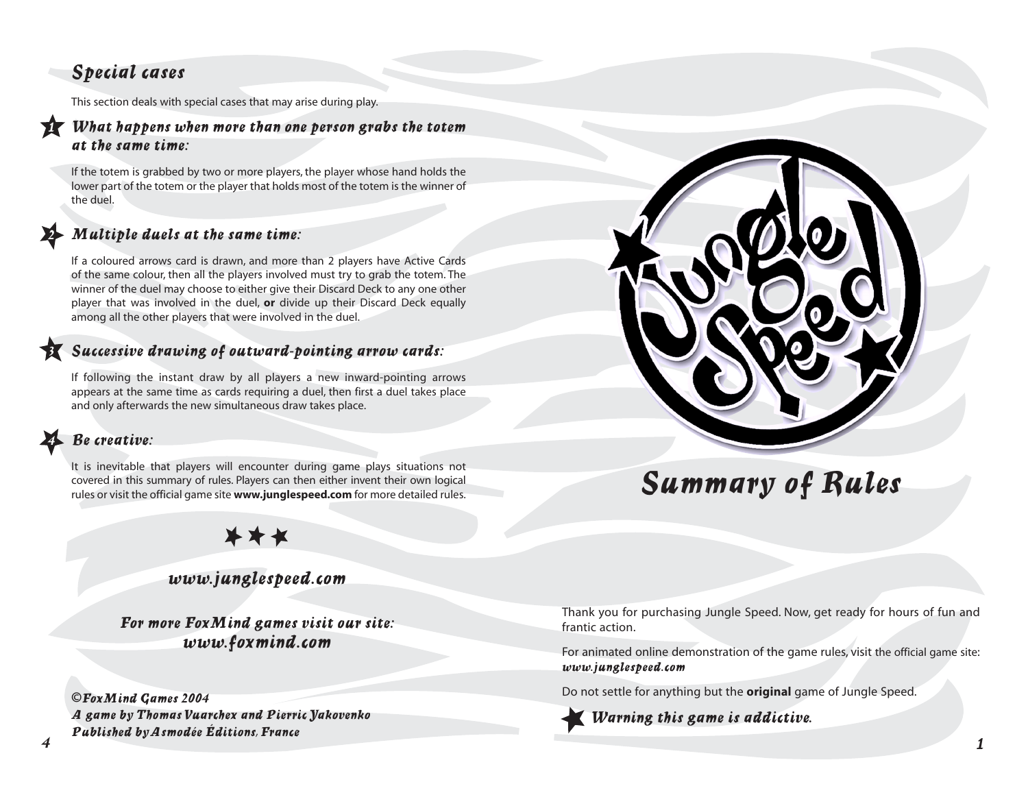## Special cases

This section deals with special cases that may arise during play.

### 1. What happens when more than one person grabs the totem at the same time:

If the totem is grabbed by two or more players, the player whose hand holds the lower part of the totem or the player that holds most of the totem is the winner of the duel.

### 2. Multiple duels at the same time:

If a coloured arrows card is drawn, and more than 2 players have Active Cards of the same colour, then all the players involved must try to grab the totem. The winner of the duel may choose to either give their Discard Deck to any one other player that was involved in the duel, **or** divide up their Discard Deck equally among all the other players that were involved in the duel.

### 3. Successive drawing of outward-pointing arrow cards:

If following the instant draw by all players a new inward-pointing arrows appears at the same time as cards requiring a duel, then first a duel takes place and only afterwards the new simultaneous draw takes place.

### 4. Be creative:

It is inevitable that players will encounter during game plays situations not covered in this summary of rules. Players can then either invent their own logical rules or visit the official game site **www.junglespeed.com** for more detailed rules.

★ ★ ★

*www.junglespeed.com*

*For more FoxMind games visit our site:*
*www.foxmind.com*

*©FoxMind Games 2004*
*A game by Thomas Vuarchex and Pierric Yakovenko*
*Published by Asmodée Éditions, France*

# Jungle Speed

## Summary of Rules

Thank you for purchasing Jungle Speed. Now, get ready for hours of fun and frantic action.

For animated online demonstration of the game rules, visit the official game site: *www.junglespeed.com*

Do not settle for anything but the **original** game of Jungle Speed.

★ *Warning this game is addictive.*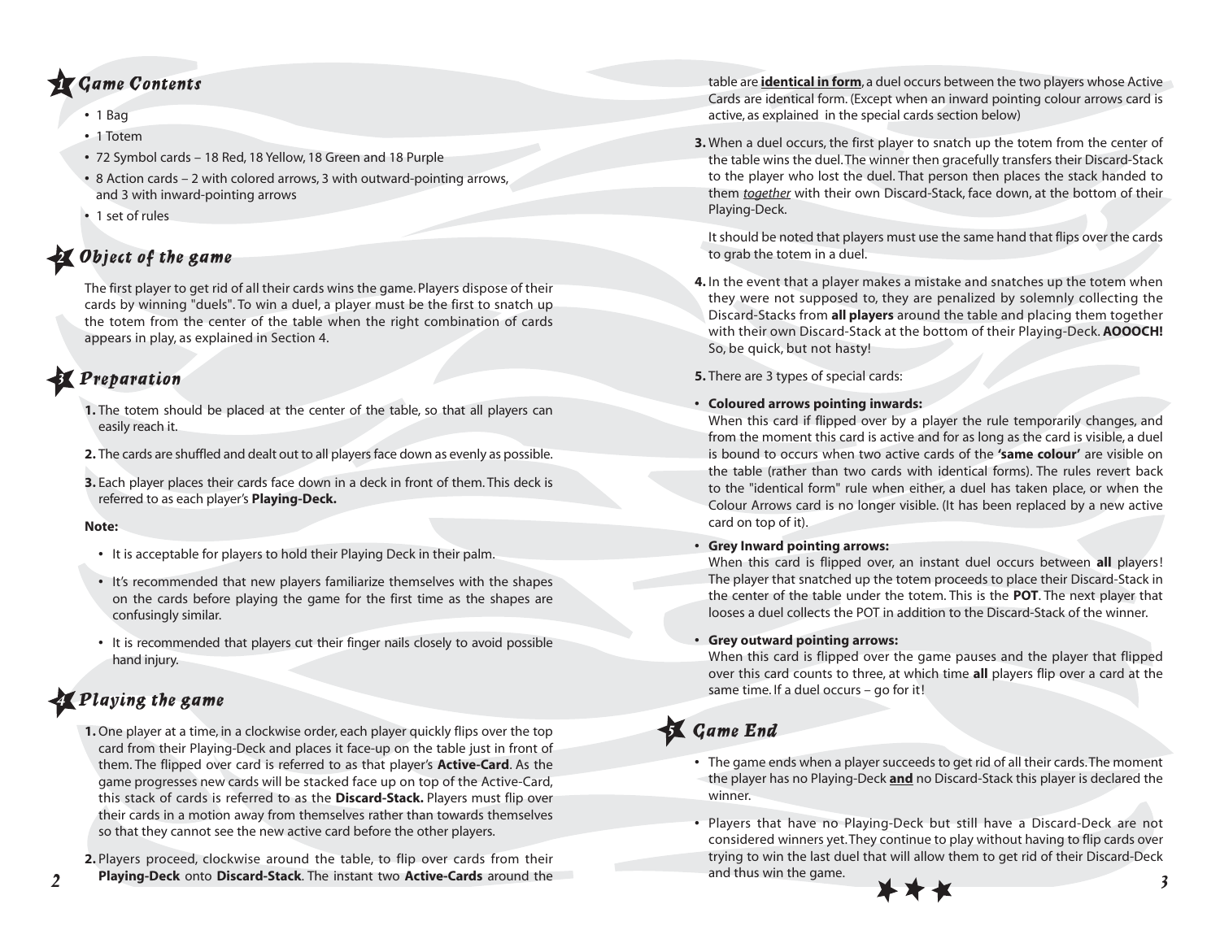## 1 Game Contents

- 1 Bag
- 1 Totem
- 72 Symbol cards – 18 Red, 18 Yellow, 18 Green and 18 Purple
- 8 Action cards – 2 with colored arrows, 3 with outward-pointing arrows, and 3 with inward-pointing arrows
- 1 set of rules

## 2 Object of the game

The first player to get rid of all their cards wins the game. Players dispose of their cards by winning "duels". To win a duel, a player must be the first to snatch up the totem from the center of the table when the right combination of cards appears in play, as explained in Section 4.

## 3 Preparation

**1.** The totem should be placed at the center of the table, so that all players can easily reach it.

**2.** The cards are shuffled and dealt out to all players face down as evenly as possible.

**3.** Each player places their cards face down in a deck in front of them. This deck is referred to as each player's **Playing-Deck.**

**Note:**

- It is acceptable for players to hold their Playing Deck in their palm.
- It's recommended that new players familiarize themselves with the shapes on the cards before playing the game for the first time as the shapes are confusingly similar.
- It is recommended that players cut their finger nails closely to avoid possible hand injury.

## 4 Playing the game

**1.** One player at a time, in a clockwise order, each player quickly flips over the top card from their Playing-Deck and places it face-up on the table just in front of them. The flipped over card is referred to as that player's **Active-Card**. As the game progresses new cards will be stacked face up on top of the Active-Card, this stack of cards is referred to as the **Discard-Stack.** Players must flip over their cards in a motion away from themselves rather than towards themselves so that they cannot see the new active card before the other players.

**2.** Players proceed, clockwise around the table, to flip over cards from their **Playing-Deck** onto **Discard-Stack**. The instant two **Active-Cards** around the table are **identical in form**, a duel occurs between the two players whose Active Cards are identical form. (Except when an inward pointing colour arrows card is active, as explained in the special cards section below)

**3.** When a duel occurs, the first player to snatch up the totem from the center of the table wins the duel. The winner then gracefully transfers their Discard-Stack to the player who lost the duel. That person then places the stack handed to them *together* with their own Discard-Stack, face down, at the bottom of their Playing-Deck.

It should be noted that players must use the same hand that flips over the cards to grab the totem in a duel.

**4.** In the event that a player makes a mistake and snatches up the totem when they were not supposed to, they are penalized by solemnly collecting the Discard-Stacks from **all players** around the table and placing them together with their own Discard-Stack at the bottom of their Playing-Deck. **AOOOCH!** So, be quick, but not hasty!

**5.** There are 3 types of special cards:

- **Coloured arrows pointing inwards:**
  When this card if flipped over by a player the rule temporarily changes, and from the moment this card is active and for as long as the card is visible, a duel is bound to occurs when two active cards of the **'same colour'** are visible on the table (rather than two cards with identical forms). The rules revert back to the "identical form" rule when either, a duel has taken place, or when the Colour Arrows card is no longer visible. (It has been replaced by a new active card on top of it).

- **Grey Inward pointing arrows:**
  When this card is flipped over, an instant duel occurs between **all** players! The player that snatched up the totem proceeds to place their Discard-Stack in the center of the table under the totem. This is the **POT**. The next player that looses a duel collects the POT in addition to the Discard-Stack of the winner.

- **Grey outward pointing arrows:**
  When this card is flipped over the game pauses and the player that flipped over this card counts to three, at which time **all** players flip over a card at the same time. If a duel occurs – go for it!

## 5 Game End

- The game ends when a player succeeds to get rid of all their cards. The moment the player has no Playing-Deck **and** no Discard-Stack this player is declared the winner.
- Players that have no Playing-Deck but still have a Discard-Deck are not considered winners yet. They continue to play without having to flip cards over trying to win the last duel that will allow them to get rid of their Discard-Deck and thus win the game.